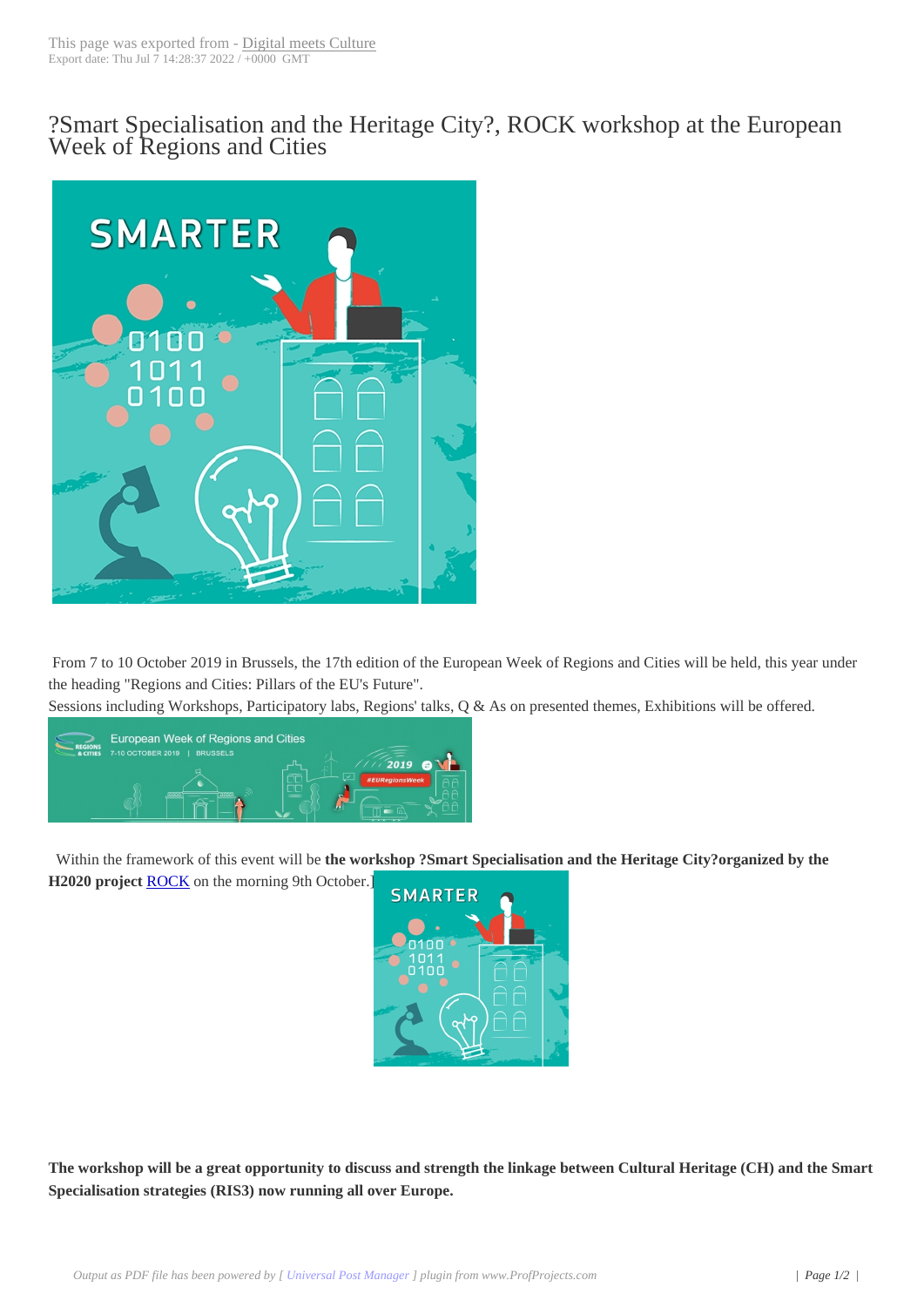# ?Smart Specialisation and the Heritage City?, ROCK workshop at the European Week of Regions and Cities

From 7 to 10 October 2019 in Brussels, the 17th edition of the European Week of Regions and Cities will be held, this year under the heading "Regions and Cities: Pillars of the EU's Future".

Sessions including Workshops, Participatory labs, Regions' talks, Q & As on presented themes, Exhibitions will be offered.

Within the framework of this event will be **the workshop ?Smart Specialisation and the Heritage City?organized by the H2020 project** ROCK on the morning 9th October.]

**The workshop will be a great opportunity to discuss and strength the linkage between Cultural Heritage (CH) and the Smart Specialisation strategies (RIS3) now running all over Europe.**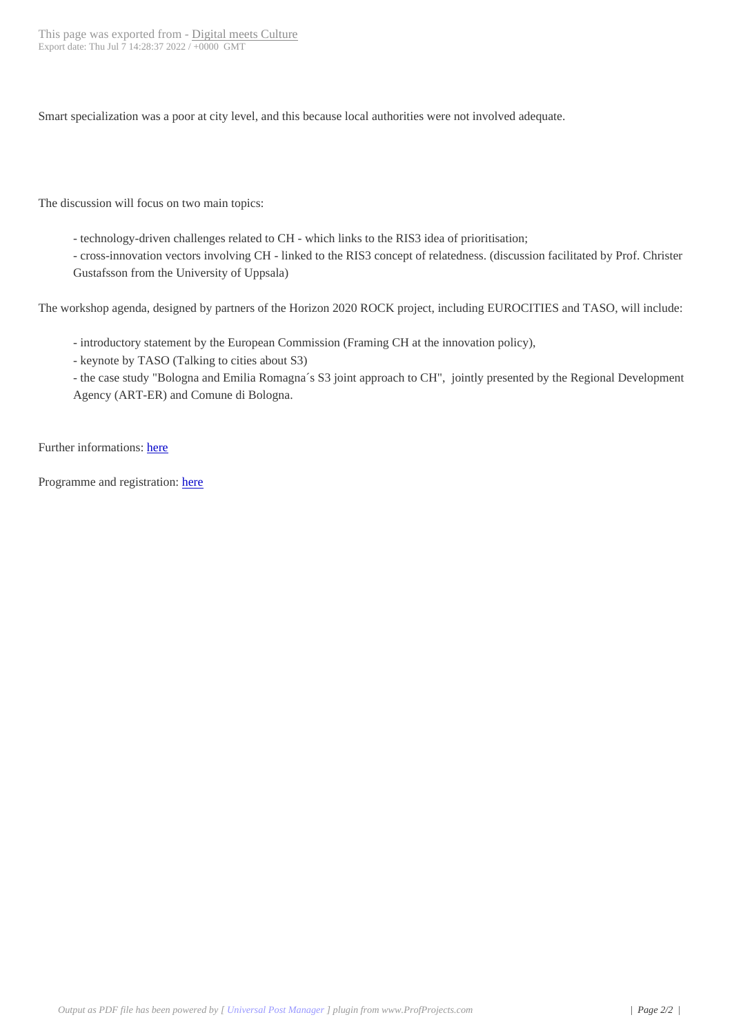Smart specialization was a poor at city level, and this because local authorities were not involved adequate.

The discussion will focus on two main topics:

- technology-driven challenges related to CH - which links to the RIS3 idea of prioritisation;
- cross-innovation vectors involving CH - linked to the RIS3 concept of relatedness. (discussion facilitated by Prof. Christer Gustafsson from the University of Uppsala)

The workshop agenda, designed by partners of the Horizon 2020 ROCK project, including EUROCITIES and TASO, will include:

- introductory statement by the European Commission (Framing CH at the innovation policy),
- keynote by TASO (Talking to cities about S3)
- the case study "Bologna and Emilia Romagna´s S3 joint approach to CH", jointly presented by the Regional Development Agency (ART-ER) and Comune di Bologna.

Further informations: here

Programme and registration: here